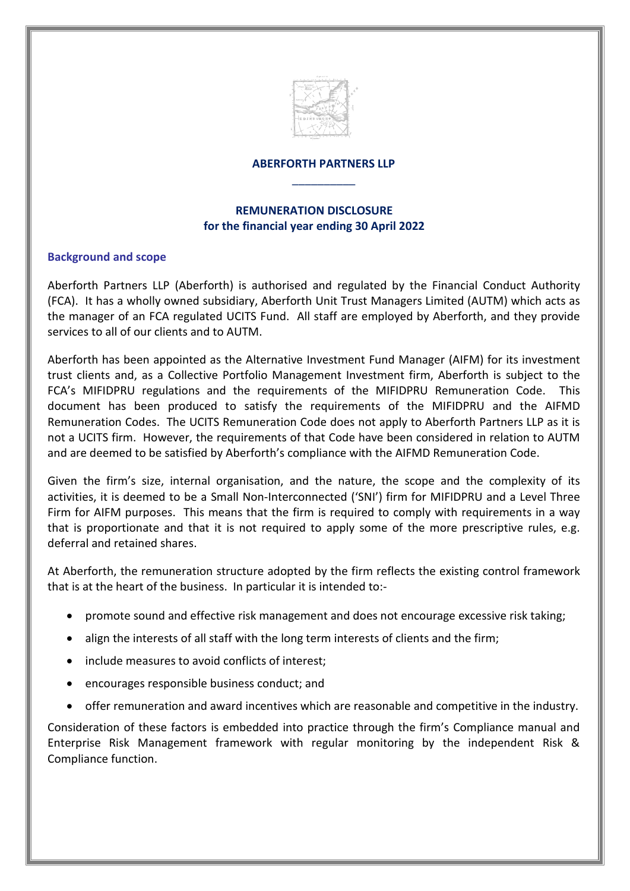**ABERFORTH PARTNERS LLP**

**REMUNERATION DISCLOSURE**
**for the financial year ending 30 April 2022**

## Background and scope

Aberforth Partners LLP (Aberforth) is authorised and regulated by the Financial Conduct Authority (FCA). It has a wholly owned subsidiary, Aberforth Unit Trust Managers Limited (AUTM) which acts as the manager of an FCA regulated UCITS Fund. All staff are employed by Aberforth, and they provide services to all of our clients and to AUTM.

Aberforth has been appointed as the Alternative Investment Fund Manager (AIFM) for its investment trust clients and, as a Collective Portfolio Management Investment firm, Aberforth is subject to the FCA's MIFIDPRU regulations and the requirements of the MIFIDPRU Remuneration Code. This document has been produced to satisfy the requirements of the MIFIDPRU and the AIFMD Remuneration Codes. The UCITS Remuneration Code does not apply to Aberforth Partners LLP as it is not a UCITS firm. However, the requirements of that Code have been considered in relation to AUTM and are deemed to be satisfied by Aberforth's compliance with the AIFMD Remuneration Code.

Given the firm's size, internal organisation, and the nature, the scope and the complexity of its activities, it is deemed to be a Small Non-Interconnected ('SNI') firm for MIFIDPRU and a Level Three Firm for AIFM purposes. This means that the firm is required to comply with requirements in a way that is proportionate and that it is not required to apply some of the more prescriptive rules, e.g. deferral and retained shares.

At Aberforth, the remuneration structure adopted by the firm reflects the existing control framework that is at the heart of the business. In particular it is intended to:-

- promote sound and effective risk management and does not encourage excessive risk taking;
- align the interests of all staff with the long term interests of clients and the firm;
- include measures to avoid conflicts of interest;
- encourages responsible business conduct; and
- offer remuneration and award incentives which are reasonable and competitive in the industry.

Consideration of these factors is embedded into practice through the firm's Compliance manual and Enterprise Risk Management framework with regular monitoring by the independent Risk & Compliance function.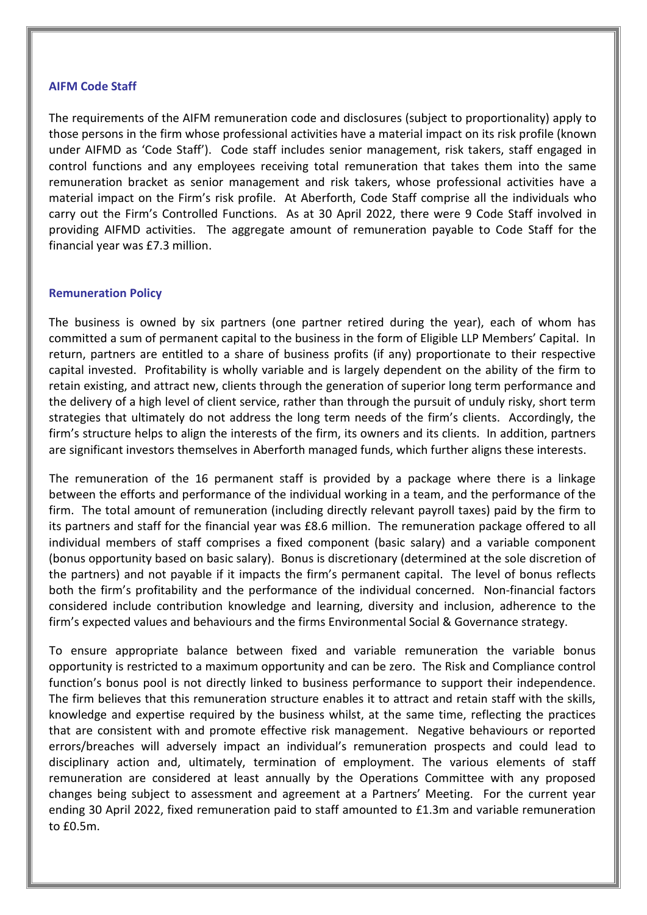### AIFM Code Staff

The requirements of the AIFM remuneration code and disclosures (subject to proportionality) apply to those persons in the firm whose professional activities have a material impact on its risk profile (known under AIFMD as 'Code Staff'). Code staff includes senior management, risk takers, staff engaged in control functions and any employees receiving total remuneration that takes them into the same remuneration bracket as senior management and risk takers, whose professional activities have a material impact on the Firm's risk profile. At Aberforth, Code Staff comprise all the individuals who carry out the Firm's Controlled Functions. As at 30 April 2022, there were 9 Code Staff involved in providing AIFMD activities. The aggregate amount of remuneration payable to Code Staff for the financial year was £7.3 million.

### Remuneration Policy

The business is owned by six partners (one partner retired during the year), each of whom has committed a sum of permanent capital to the business in the form of Eligible LLP Members' Capital. In return, partners are entitled to a share of business profits (if any) proportionate to their respective capital invested. Profitability is wholly variable and is largely dependent on the ability of the firm to retain existing, and attract new, clients through the generation of superior long term performance and the delivery of a high level of client service, rather than through the pursuit of unduly risky, short term strategies that ultimately do not address the long term needs of the firm's clients. Accordingly, the firm's structure helps to align the interests of the firm, its owners and its clients. In addition, partners are significant investors themselves in Aberforth managed funds, which further aligns these interests.

The remuneration of the 16 permanent staff is provided by a package where there is a linkage between the efforts and performance of the individual working in a team, and the performance of the firm. The total amount of remuneration (including directly relevant payroll taxes) paid by the firm to its partners and staff for the financial year was £8.6 million. The remuneration package offered to all individual members of staff comprises a fixed component (basic salary) and a variable component (bonus opportunity based on basic salary). Bonus is discretionary (determined at the sole discretion of the partners) and not payable if it impacts the firm's permanent capital. The level of bonus reflects both the firm's profitability and the performance of the individual concerned. Non-financial factors considered include contribution knowledge and learning, diversity and inclusion, adherence to the firm's expected values and behaviours and the firms Environmental Social & Governance strategy.

To ensure appropriate balance between fixed and variable remuneration the variable bonus opportunity is restricted to a maximum opportunity and can be zero. The Risk and Compliance control function's bonus pool is not directly linked to business performance to support their independence. The firm believes that this remuneration structure enables it to attract and retain staff with the skills, knowledge and expertise required by the business whilst, at the same time, reflecting the practices that are consistent with and promote effective risk management. Negative behaviours or reported errors/breaches will adversely impact an individual's remuneration prospects and could lead to disciplinary action and, ultimately, termination of employment. The various elements of staff remuneration are considered at least annually by the Operations Committee with any proposed changes being subject to assessment and agreement at a Partners' Meeting. For the current year ending 30 April 2022, fixed remuneration paid to staff amounted to £1.3m and variable remuneration to £0.5m.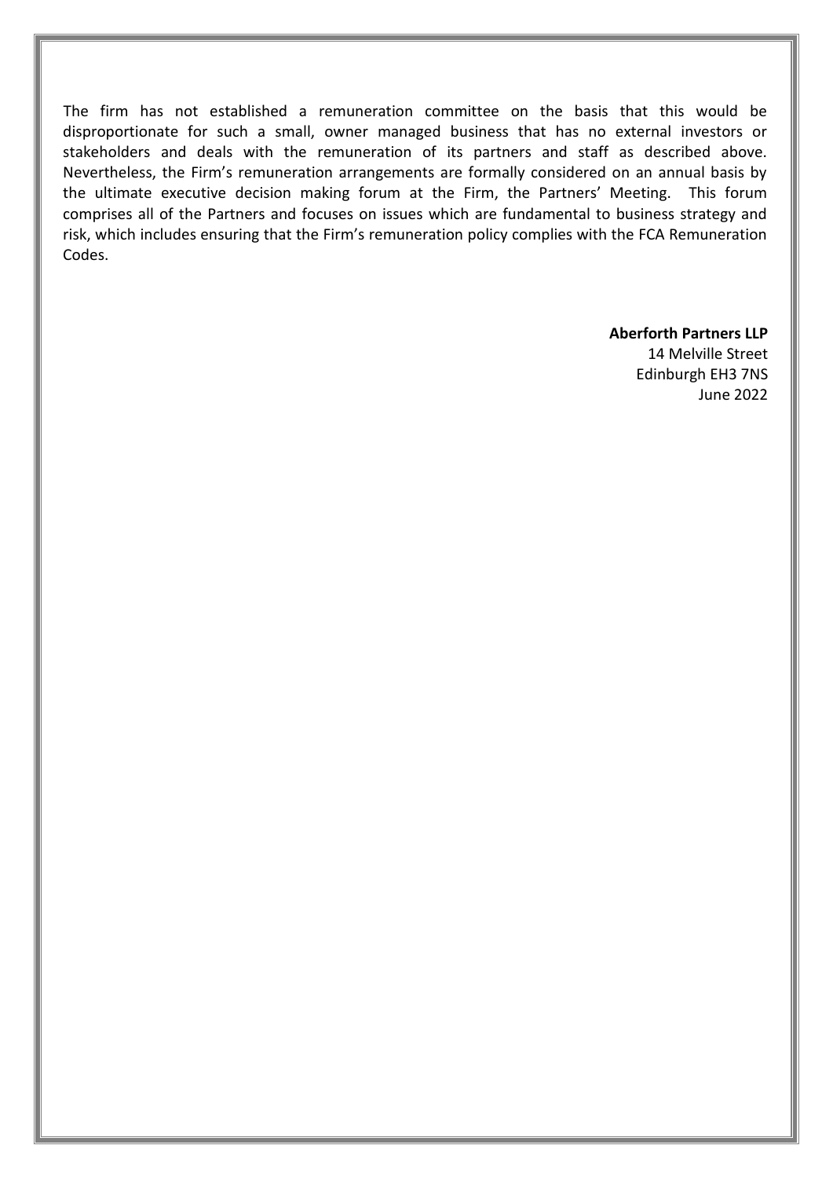The firm has not established a remuneration committee on the basis that this would be disproportionate for such a small, owner managed business that has no external investors or stakeholders and deals with the remuneration of its partners and staff as described above. Nevertheless, the Firm's remuneration arrangements are formally considered on an annual basis by the ultimate executive decision making forum at the Firm, the Partners' Meeting. This forum comprises all of the Partners and focuses on issues which are fundamental to business strategy and risk, which includes ensuring that the Firm's remuneration policy complies with the FCA Remuneration Codes.

**Aberforth Partners LLP**
14 Melville Street
Edinburgh EH3 7NS
June 2022